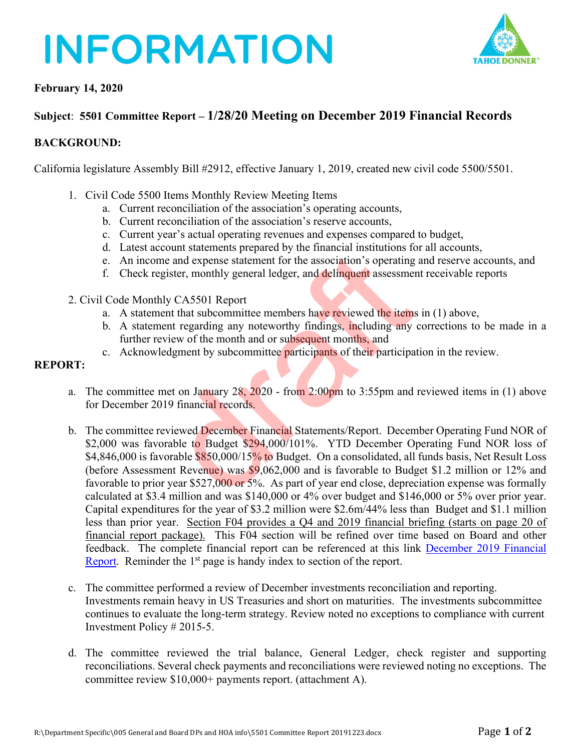# INFORMATION

**February 14, 2020**

**Subject**: **5501 Committee Report – 1/28/20 Meeting on December 2019 Financial Records**

**BACKGROUND:**

California legislature Assembly Bill #2912, effective January 1, 2019, created new civil code 5500/5501.

1. Civil Code 5500 Items Monthly Review Meeting Items
   a. Current reconciliation of the association's operating accounts,
   b. Current reconciliation of the association's reserve accounts,
   c. Current year's actual operating revenues and expenses compared to budget,
   d. Latest account statements prepared by the financial institutions for all accounts,
   e. An income and expense statement for the association's operating and reserve accounts, and
   f. Check register, monthly general ledger, and delinquent assessment receivable reports

2. Civil Code Monthly CA5501 Report
   a. A statement that subcommittee members have reviewed the items in (1) above,
   b. A statement regarding any noteworthy findings, including any corrections to be made in a further review of the month and or subsequent months, and
   c. Acknowledgment by subcommittee participants of their participation in the review.

**REPORT:**

a. The committee met on January 28, 2020 - from 2:00pm to 3:55pm and reviewed items in (1) above for December 2019 financial records.

b. The committee reviewed December Financial Statements/Report. December Operating Fund NOR of $2,000 was favorable to Budget $294,000/101%. YTD December Operating Fund NOR loss of $4,846,000 is favorable $850,000/15% to Budget. On a consolidated, all funds basis, Net Result Loss (before Assessment Revenue) was $9,062,000 and is favorable to Budget $1.2 million or 12% and favorable to prior year $527,000 or 5%. As part of year end close, depreciation expense was formally calculated at $3.4 million and was $140,000 or 4% over budget and $146,000 or 5% over prior year. Capital expenditures for the year of $3.2 million were $2.6m/44% less than Budget and $1.1 million less than prior year. Section F04 provides a Q4 and 2019 financial briefing (starts on page 20 of financial report package). This F04 section will be refined over time based on Board and other feedback. The complete financial report can be referenced at this link December 2019 Financial Report. Reminder the 1st page is handy index to section of the report.

c. The committee performed a review of December investments reconciliation and reporting. Investments remain heavy in US Treasuries and short on maturities. The investments subcommittee continues to evaluate the long-term strategy. Review noted no exceptions to compliance with current Investment Policy # 2015-5.

d. The committee reviewed the trial balance, General Ledger, check register and supporting reconciliations. Several check payments and reconciliations were reviewed noting no exceptions. The committee review $10,000+ payments report. (attachment A).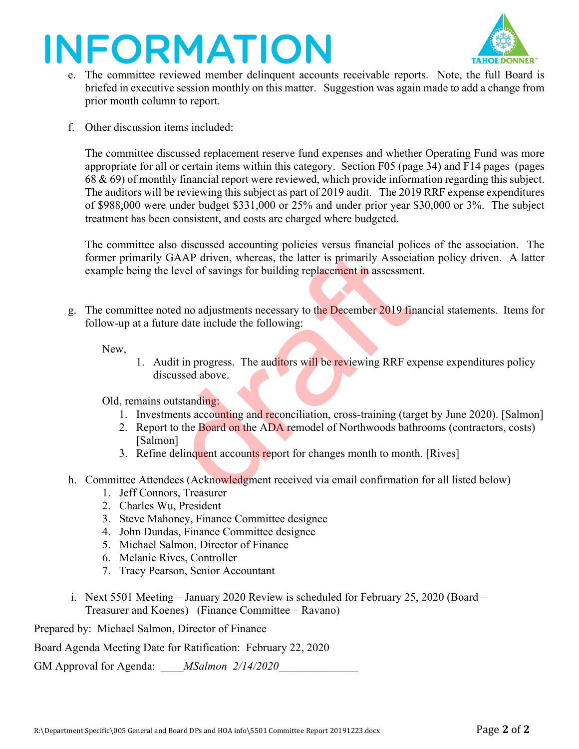# INFORMATION

e. The committee reviewed member delinquent accounts receivable reports. Note, the full Board is briefed in executive session monthly on this matter. Suggestion was again made to add a change from prior month column to report.

f. Other discussion items included:

   The committee discussed replacement reserve fund expenses and whether Operating Fund was more appropriate for all or certain items within this category. Section F05 (page 34) and F14 pages (pages 68 & 69) of monthly financial report were reviewed, which provide information regarding this subject. The auditors will be reviewing this subject as part of 2019 audit. The 2019 RRF expense expenditures of $988,000 were under budget $331,000 or 25% and under prior year $30,000 or 3%. The subject treatment has been consistent, and costs are charged where budgeted.

   The committee also discussed accounting policies versus financial polices of the association. The former primarily GAAP driven, whereas, the latter is primarily Association policy driven. A latter example being the level of savings for building replacement in assessment.

g. The committee noted no adjustments necessary to the December 2019 financial statements. Items for follow-up at a future date include the following:

   New,

   1. Audit in progress. The auditors will be reviewing RRF expense expenditures policy discussed above.

   Old, remains outstanding:

   1. Investments accounting and reconciliation, cross-training (target by June 2020). [Salmon]
   2. Report to the Board on the ADA remodel of Northwoods bathrooms (contractors, costs) [Salmon]
   3. Refine delinquent accounts report for changes month to month. [Rives]

h. Committee Attendees (Acknowledgment received via email confirmation for all listed below)

   1. Jeff Connors, Treasurer
   2. Charles Wu, President
   3. Steve Mahoney, Finance Committee designee
   4. John Dundas, Finance Committee designee
   5. Michael Salmon, Director of Finance
   6. Melanie Rives, Controller
   7. Tracy Pearson, Senior Accountant

i. Next 5501 Meeting – January 2020 Review is scheduled for February 25, 2020 (Board – Treasurer and Koenes) (Finance Committee – Ravano)

Prepared by: Michael Salmon, Director of Finance

Board Agenda Meeting Date for Ratification: February 22, 2020

GM Approval for Agenda: ____*MSalmon 2/14/2020*______________

R:\Department Specific\005 General and Board DPs and HOA info\5501 Committee Report 20191223.docx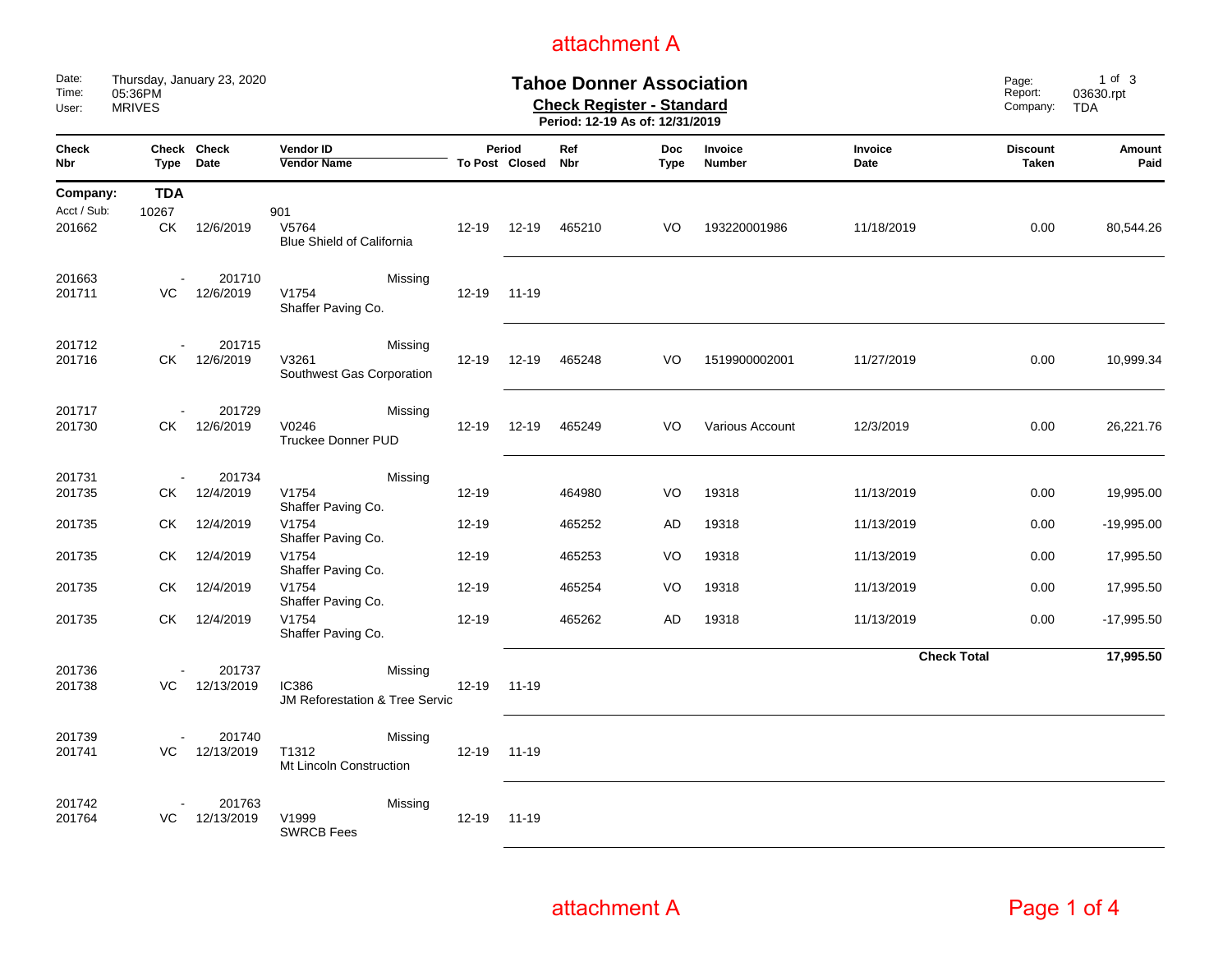attachment A

Date: Thursday, January 23, 2020
Time: 05:36PM
User: MRIVES

# Tahoe Donner Association

## Check Register - Standard

**Period: 12-19 As of: 12/31/2019**

Report: 03630.rpt
Company: TDA

| Check Nbr | Check Type | Check Date | Vendor ID / Vendor Name | Period To Post | Period Closed | Ref Nbr | Doc Type | Invoice Number | Invoice Date | Discount Taken | Amount Paid |
|---|---|---|---|---|---|---|---|---|---|---|---|
| **Company:** | **TDA** | | | | | | | | | | |
| Acct / Sub: | 10267 | | 901 | | | | | | | | |
| 201662 | CK | 12/6/2019 | V5764 Blue Shield of California | 12-19 | 12-19 | 465210 | VO | 193220001986 | 11/18/2019 | 0.00 | 80,544.26 |
| 201663 | - | 201710 | Missing | | | | | | | | |
| 201711 | VC | 12/6/2019 | V1754 Shaffer Paving Co. | 12-19 | 11-19 | | | | | | |
| 201712 | - | 201715 | Missing | | | | | | | | |
| 201716 | CK | 12/6/2019 | V3261 Southwest Gas Corporation | 12-19 | 12-19 | 465248 | VO | 1519900002001 | 11/27/2019 | 0.00 | 10,999.34 |
| 201717 | - | 201729 | Missing | | | | | | | | |
| 201730 | CK | 12/6/2019 | V0246 Truckee Donner PUD | 12-19 | 12-19 | 465249 | VO | Various Account | 12/3/2019 | 0.00 | 26,221.76 |
| 201731 | - | 201734 | Missing | | | | | | | | |
| 201735 | CK | 12/4/2019 | V1754 Shaffer Paving Co. | 12-19 | | 464980 | VO | 19318 | 11/13/2019 | 0.00 | 19,995.00 |
| 201735 | CK | 12/4/2019 | V1754 Shaffer Paving Co. | 12-19 | | 465252 | AD | 19318 | 11/13/2019 | 0.00 | -19,995.00 |
| 201735 | CK | 12/4/2019 | V1754 Shaffer Paving Co. | 12-19 | | 465253 | VO | 19318 | 11/13/2019 | 0.00 | 17,995.50 |
| 201735 | CK | 12/4/2019 | V1754 Shaffer Paving Co. | 12-19 | | 465254 | VO | 19318 | 11/13/2019 | 0.00 | 17,995.50 |
| 201735 | CK | 12/4/2019 | V1754 Shaffer Paving Co. | 12-19 | | 465262 | AD | 19318 | 11/13/2019 | 0.00 | -17,995.50 |
| | | | | | | | | | **Check Total** | | **17,995.50** |
| 201736 | - | 201737 | Missing | | | | | | | | |
| 201738 | VC | 12/13/2019 | IC386 JM Reforestation & Tree Servic | 12-19 | 11-19 | | | | | | |
| 201739 | - | 201740 | Missing | | | | | | | | |
| 201741 | VC | 12/13/2019 | T1312 Mt Lincoln Construction | 12-19 | 11-19 | | | | | | |
| 201742 | - | 201763 | Missing | | | | | | | | |
| 201764 | VC | 12/13/2019 | V1999 SWRCB Fees | 12-19 | 11-19 | | | | | | |

attachment A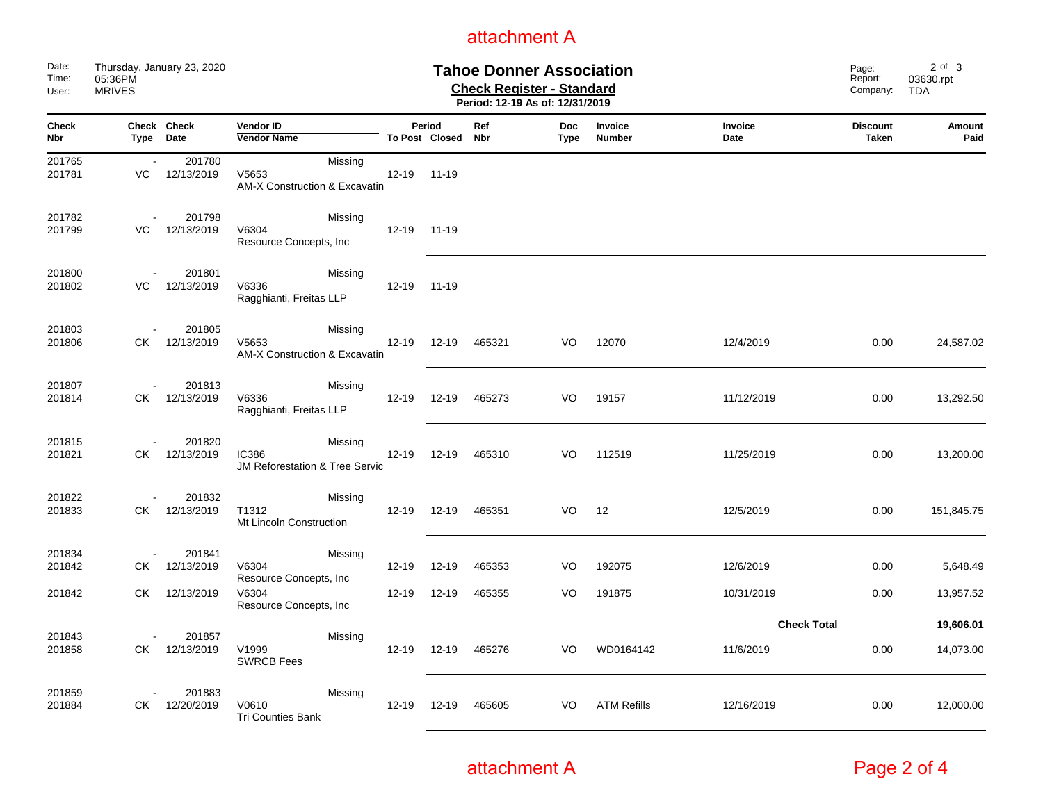attachment A

Date: Thursday, January 23, 2020
Time: 05:36PM
User: MRIVES

# Tahoe Donner Association

## Check Register - Standard

**Period: 12-19 As of: 12/31/2019**

Page: 2 of 3
Report: 03630.rpt
Company: TDA

| Check Nbr | Check Type | Check Date | Vendor ID / Vendor Name | Period To Post | Period Closed | Ref Nbr | Doc Type | Invoice Number | Invoice Date | Discount Taken | Amount Paid |
|---|---|---|---|---|---|---|---|---|---|---|---|
| 201765 | - | 201780 | Missing | | | | | | | | |
| 201781 | VC | 12/13/2019 | V5653 AM-X Construction & Excavatin | 12-19 | 11-19 | | | | | | |
| 201782 | - | 201798 | Missing | | | | | | | | |
| 201799 | VC | 12/13/2019 | V6304 Resource Concepts, Inc | 12-19 | 11-19 | | | | | | |
| 201800 | - | 201801 | Missing | | | | | | | | |
| 201802 | VC | 12/13/2019 | V6336 Ragghianti, Freitas LLP | 12-19 | 11-19 | | | | | | |
| 201803 | - | 201805 | Missing | | | | | | | | |
| 201806 | CK | 12/13/2019 | V5653 AM-X Construction & Excavatin | 12-19 | 12-19 | 465321 | VO | 12070 | 12/4/2019 | 0.00 | 24,587.02 |
| 201807 | - | 201813 | Missing | | | | | | | | |
| 201814 | CK | 12/13/2019 | V6336 Ragghianti, Freitas LLP | 12-19 | 12-19 | 465273 | VO | 19157 | 11/12/2019 | 0.00 | 13,292.50 |
| 201815 | - | 201820 | Missing | | | | | | | | |
| 201821 | CK | 12/13/2019 | IC386 JM Reforestation & Tree Servic | 12-19 | 12-19 | 465310 | VO | 112519 | 11/25/2019 | 0.00 | 13,200.00 |
| 201822 | - | 201832 | Missing | | | | | | | | |
| 201833 | CK | 12/13/2019 | T1312 Mt Lincoln Construction | 12-19 | 12-19 | 465351 | VO | 12 | 12/5/2019 | 0.00 | 151,845.75 |
| 201834 | - | 201841 | Missing | | | | | | | | |
| 201842 | CK | 12/13/2019 | V6304 Resource Concepts, Inc | 12-19 | 12-19 | 465353 | VO | 192075 | 12/6/2019 | 0.00 | 5,648.49 |
| 201842 | CK | 12/13/2019 | V6304 Resource Concepts, Inc | 12-19 | 12-19 | 465355 | VO | 191875 | 10/31/2019 | 0.00 | 13,957.52 |
| | | | | | | | | | **Check Total** | | **19,606.01** |
| 201843 | - | 201857 | Missing | | | | | | | | |
| 201858 | CK | 12/13/2019 | V1999 SWRCB Fees | 12-19 | 12-19 | 465276 | VO | WD0164142 | 11/6/2019 | 0.00 | 14,073.00 |
| 201859 | - | 201883 | Missing | | | | | | | | |
| 201884 | CK | 12/20/2019 | V0610 Tri Counties Bank | 12-19 | 12-19 | 465605 | VO | ATM Refills | 12/16/2019 | 0.00 | 12,000.00 |

attachment A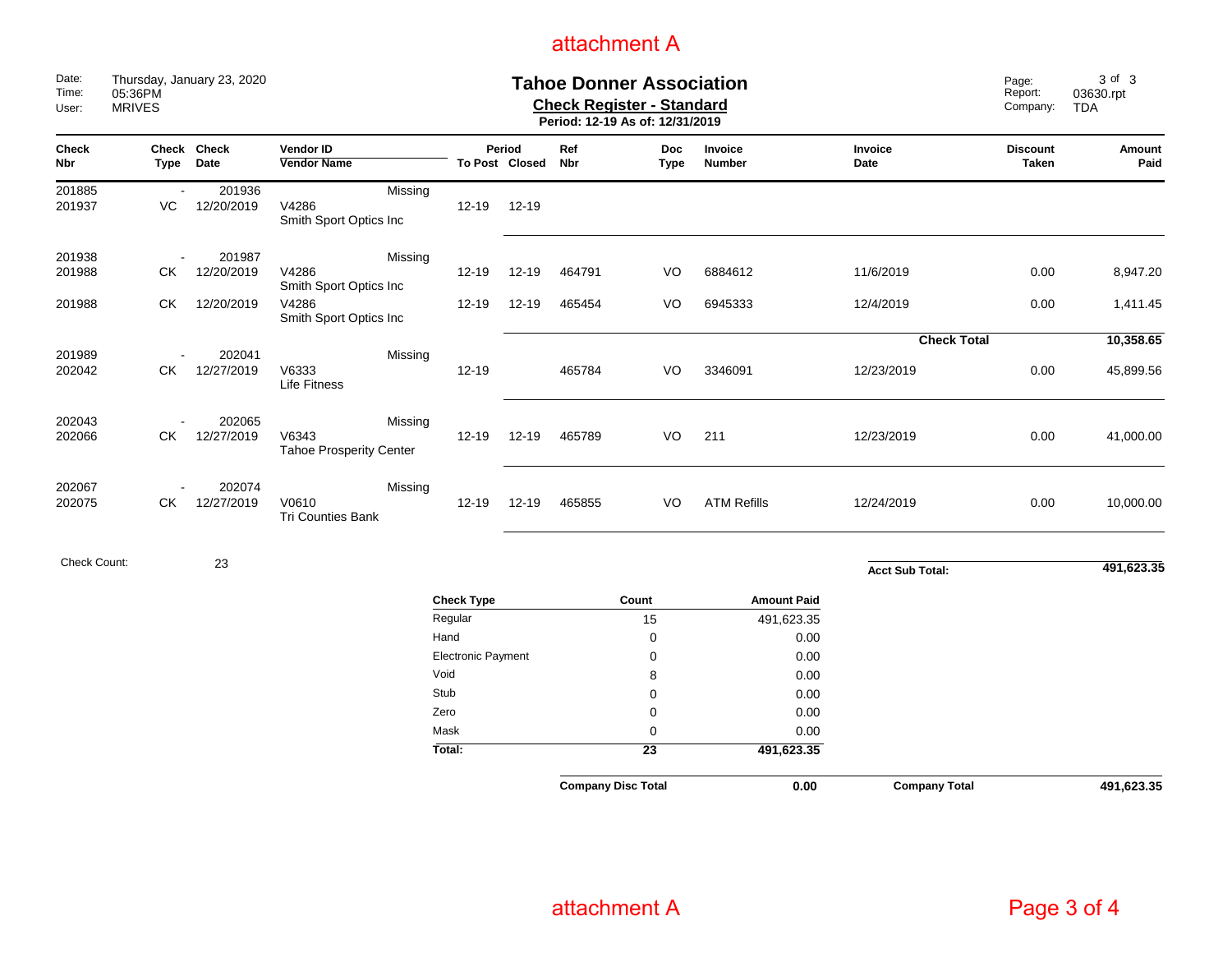attachment A

Date: Thursday, January 23, 2020
Time: 05:36PM
User: MRIVES

# Tahoe Donner Association

## Check Register - Standard

**Period: 12-19 As of: 12/31/2019**

Report: 03630.rpt
Company: TDA

| Check Nbr | Check Type | Check Date | Vendor ID / Vendor Name | Period To Post | Period Closed | Ref Nbr | Doc Type | Invoice Number | Invoice Date | Discount Taken | Amount Paid |
|---|---|---|---|---|---|---|---|---|---|---|---|
| 201885 | - | 201936 | Missing | | | | | | | | |
| 201937 | VC | 12/20/2019 | V4286 Smith Sport Optics Inc | 12-19 | 12-19 | | | | | | |
| 201938 | - | 201987 | Missing | | | | | | | | |
| 201988 | CK | 12/20/2019 | V4286 Smith Sport Optics Inc | 12-19 | 12-19 | 464791 | VO | 6884612 | 11/6/2019 | 0.00 | 8,947.20 |
| 201988 | CK | 12/20/2019 | V4286 Smith Sport Optics Inc | 12-19 | 12-19 | 465454 | VO | 6945333 | 12/4/2019 | 0.00 | 1,411.45 |
| | | | | | | | | | **Check Total** | | **10,358.65** |
| 201989 | - | 202041 | Missing | | | | | | | | |
| 202042 | CK | 12/27/2019 | V6333 Life Fitness | 12-19 | | 465784 | VO | 3346091 | 12/23/2019 | 0.00 | 45,899.56 |
| 202043 | - | 202065 | Missing | | | | | | | | |
| 202066 | CK | 12/27/2019 | V6343 Tahoe Prosperity Center | 12-19 | 12-19 | 465789 | VO | 211 | 12/23/2019 | 0.00 | 41,000.00 |
| 202067 | - | 202074 | Missing | | | | | | | | |
| 202075 | CK | 12/27/2019 | V0610 Tri Counties Bank | 12-19 | 12-19 | 465855 | VO | ATM Refills | 12/24/2019 | 0.00 | 10,000.00 |

Check Count: 23

**Acct Sub Total:** **491,623.35**

| Check Type | Count | Amount Paid |
|---|---|---|
| Regular | 15 | 491,623.35 |
| Hand | 0 | 0.00 |
| Electronic Payment | 0 | 0.00 |
| Void | 8 | 0.00 |
| Stub | 0 | 0.00 |
| Zero | 0 | 0.00 |
| Mask | 0 | 0.00 |
| **Total:** | **23** | **491,623.35** |

**Company Disc Total** **0.00**

**Company Total** **491,623.35**

attachment A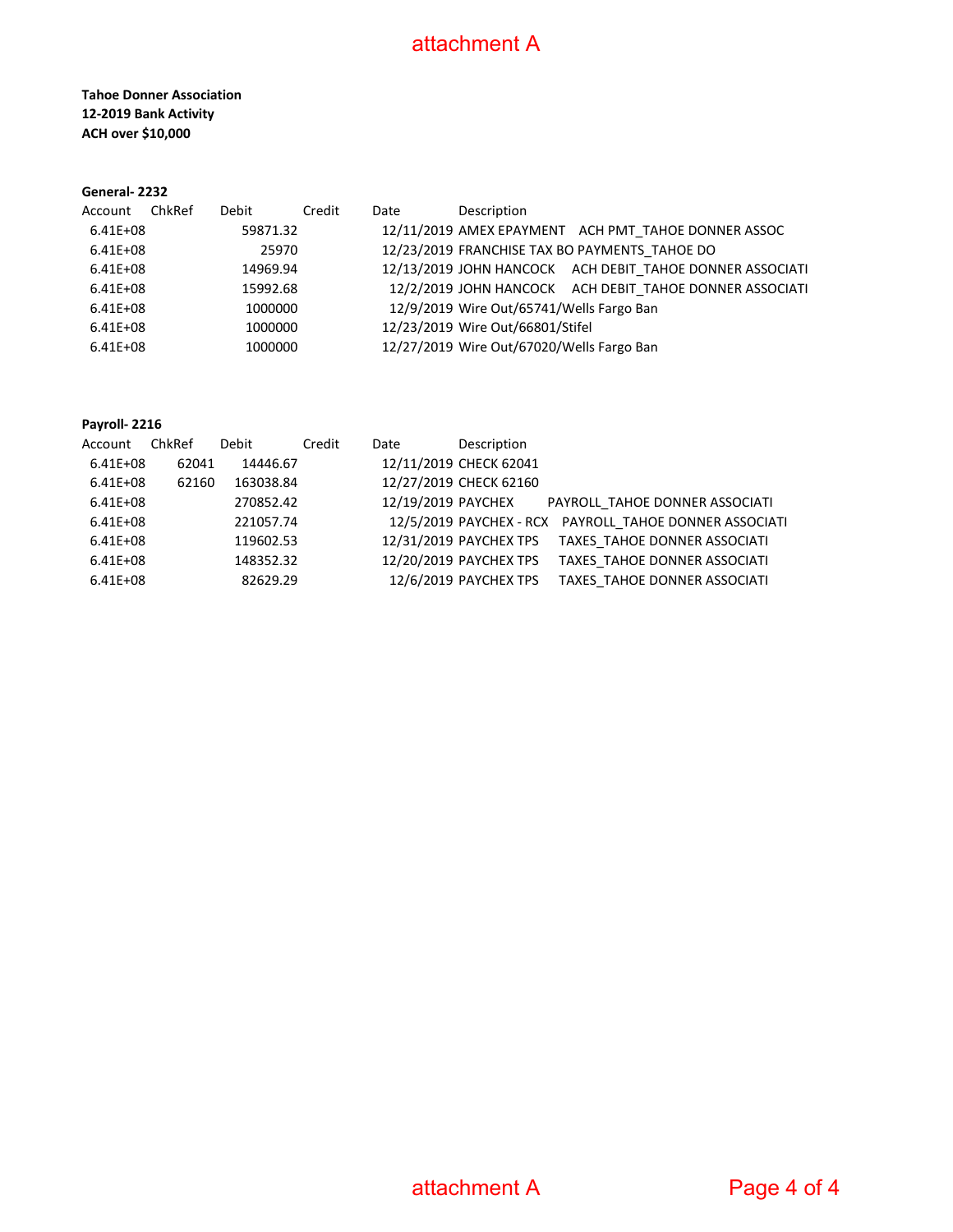**Tahoe Donner Association**
**12-2019 Bank Activity**
**ACH over $10,000**

**General- 2232**

| Account | ChkRef | Debit | Credit | Date | Description |
|---|---|---|---|---|---|
| 6.41E+08 | | 59871.32 | | 12/11/2019 | AMEX EPAYMENT ACH PMT_TAHOE DONNER ASSOC |
| 6.41E+08 | | 25970 | | 12/23/2019 | FRANCHISE TAX BO PAYMENTS_TAHOE DO |
| 6.41E+08 | | 14969.94 | | 12/13/2019 | JOHN HANCOCK ACH DEBIT_TAHOE DONNER ASSOCIATI |
| 6.41E+08 | | 15992.68 | | 12/2/2019 | JOHN HANCOCK ACH DEBIT_TAHOE DONNER ASSOCIATI |
| 6.41E+08 | | 1000000 | | 12/9/2019 | Wire Out/65741/Wells Fargo Ban |
| 6.41E+08 | | 1000000 | | 12/23/2019 | Wire Out/66801/Stifel |
| 6.41E+08 | | 1000000 | | 12/27/2019 | Wire Out/67020/Wells Fargo Ban |

**Payroll- 2216**

| Account | ChkRef | Debit | Credit | Date | Description |
|---|---|---|---|---|---|
| 6.41E+08 | 62041 | 14446.67 | | 12/11/2019 | CHECK 62041 |
| 6.41E+08 | 62160 | 163038.84 | | 12/27/2019 | CHECK 62160 |
| 6.41E+08 | | 270852.42 | | 12/19/2019 | PAYCHEX PAYROLL_TAHOE DONNER ASSOCIATI |
| 6.41E+08 | | 221057.74 | | 12/5/2019 | PAYCHEX - RCX PAYROLL_TAHOE DONNER ASSOCIATI |
| 6.41E+08 | | 119602.53 | | 12/31/2019 | PAYCHEX TPS TAXES_TAHOE DONNER ASSOCIATI |
| 6.41E+08 | | 148352.32 | | 12/20/2019 | PAYCHEX TPS TAXES_TAHOE DONNER ASSOCIATI |
| 6.41E+08 | | 82629.29 | | 12/6/2019 | PAYCHEX TPS TAXES_TAHOE DONNER ASSOCIATI |